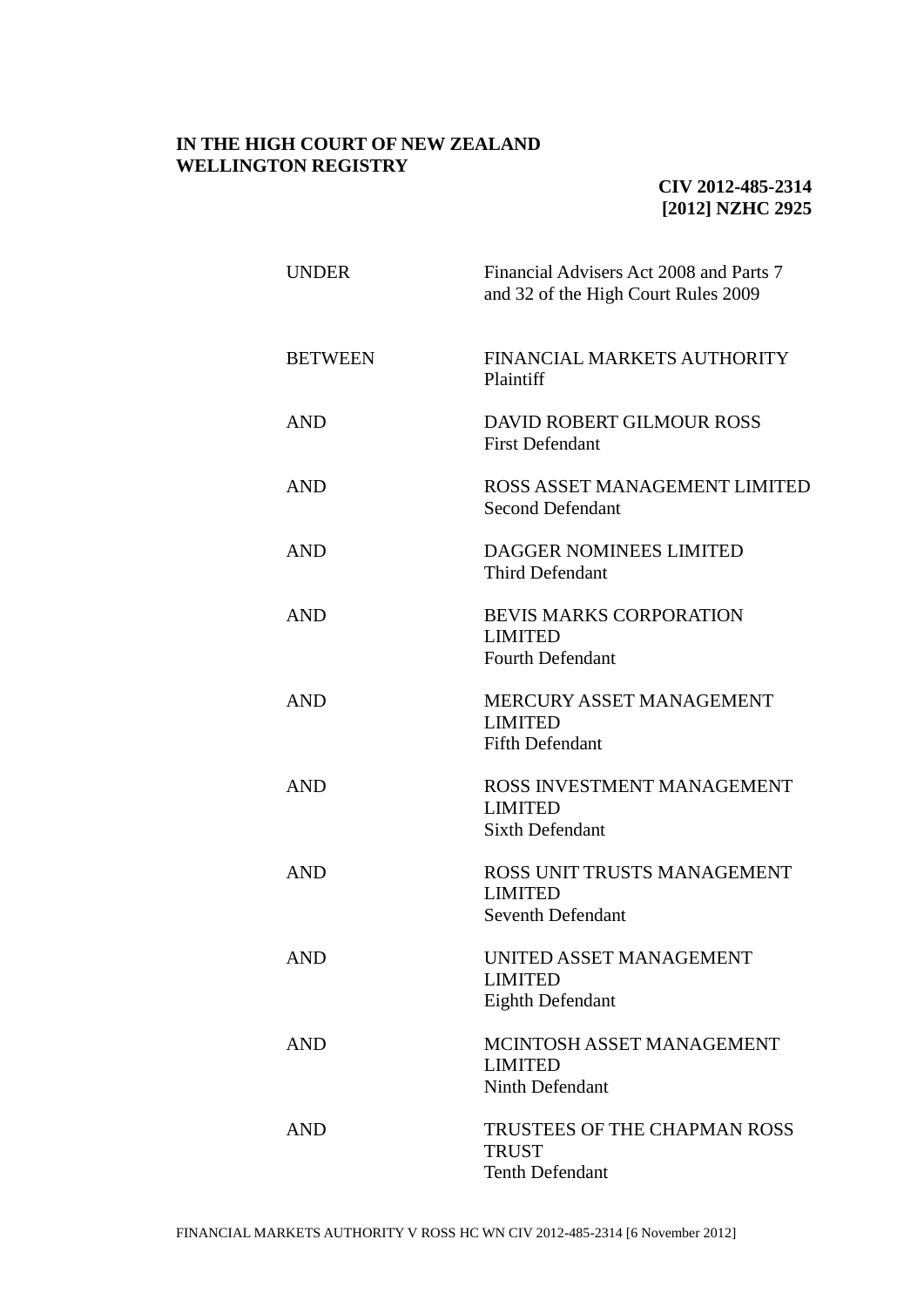**IN THE HIGH COURT OF NEW ZEALAND**
**WELLINGTON REGISTRY**

**CIV 2012-485-2314**
**[2012] NZHC 2925**

| | |
|---|---|
| UNDER | Financial Advisers Act 2008 and Parts 7 and 32 of the High Court Rules 2009 |
| BETWEEN | FINANCIAL MARKETS AUTHORITY<br>Plaintiff |
| AND | DAVID ROBERT GILMOUR ROSS<br>First Defendant |
| AND | ROSS ASSET MANAGEMENT LIMITED<br>Second Defendant |
| AND | DAGGER NOMINEES LIMITED<br>Third Defendant |
| AND | BEVIS MARKS CORPORATION LIMITED<br>Fourth Defendant |
| AND | MERCURY ASSET MANAGEMENT LIMITED<br>Fifth Defendant |
| AND | ROSS INVESTMENT MANAGEMENT LIMITED<br>Sixth Defendant |
| AND | ROSS UNIT TRUSTS MANAGEMENT LIMITED<br>Seventh Defendant |
| AND | UNITED ASSET MANAGEMENT LIMITED<br>Eighth Defendant |
| AND | MCINTOSH ASSET MANAGEMENT LIMITED<br>Ninth Defendant |
| AND | TRUSTEES OF THE CHAPMAN ROSS TRUST<br>Tenth Defendant |

FINANCIAL MARKETS AUTHORITY V ROSS HC WN CIV 2012-485-2314 [6 November 2012]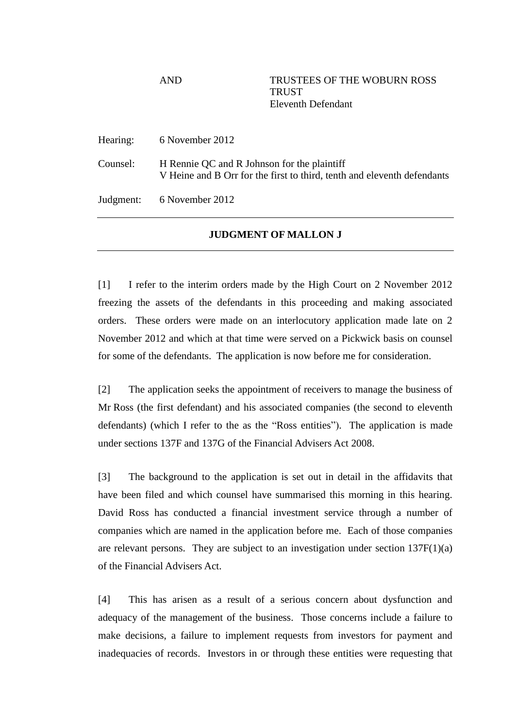AND TRUSTEES OF THE WOBURN ROSS TRUST
Eleventh Defendant

Hearing: 6 November 2012

Counsel: H Rennie QC and R Johnson for the plaintiff
V Heine and B Orr for the first to third, tenth and eleventh defendants

Judgment: 6 November 2012

---

## JUDGMENT OF MALLON J

---

[1] I refer to the interim orders made by the High Court on 2 November 2012 freezing the assets of the defendants in this proceeding and making associated orders. These orders were made on an interlocutory application made late on 2 November 2012 and which at that time were served on a Pickwick basis on counsel for some of the defendants. The application is now before me for consideration.

[2] The application seeks the appointment of receivers to manage the business of Mr Ross (the first defendant) and his associated companies (the second to eleventh defendants) (which I refer to the as the "Ross entities"). The application is made under sections 137F and 137G of the Financial Advisers Act 2008.

[3] The background to the application is set out in detail in the affidavits that have been filed and which counsel have summarised this morning in this hearing. David Ross has conducted a financial investment service through a number of companies which are named in the application before me. Each of those companies are relevant persons. They are subject to an investigation under section 137F(1)(a) of the Financial Advisers Act.

[4] This has arisen as a result of a serious concern about dysfunction and adequacy of the management of the business. Those concerns include a failure to make decisions, a failure to implement requests from investors for payment and inadequacies of records. Investors in or through these entities were requesting that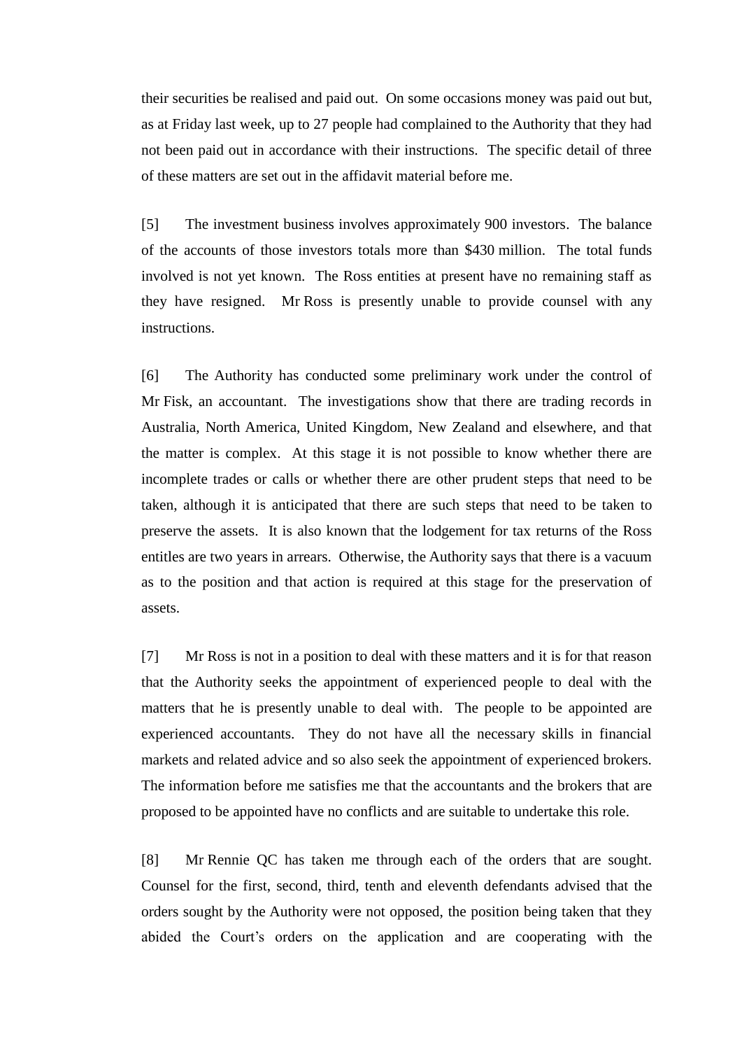their securities be realised and paid out. On some occasions money was paid out but, as at Friday last week, up to 27 people had complained to the Authority that they had not been paid out in accordance with their instructions. The specific detail of three of these matters are set out in the affidavit material before me.

[5] The investment business involves approximately 900 investors. The balance of the accounts of those investors totals more than $430 million. The total funds involved is not yet known. The Ross entities at present have no remaining staff as they have resigned. Mr Ross is presently unable to provide counsel with any instructions.

[6] The Authority has conducted some preliminary work under the control of Mr Fisk, an accountant. The investigations show that there are trading records in Australia, North America, United Kingdom, New Zealand and elsewhere, and that the matter is complex. At this stage it is not possible to know whether there are incomplete trades or calls or whether there are other prudent steps that need to be taken, although it is anticipated that there are such steps that need to be taken to preserve the assets. It is also known that the lodgement for tax returns of the Ross entitles are two years in arrears. Otherwise, the Authority says that there is a vacuum as to the position and that action is required at this stage for the preservation of assets.

[7] Mr Ross is not in a position to deal with these matters and it is for that reason that the Authority seeks the appointment of experienced people to deal with the matters that he is presently unable to deal with. The people to be appointed are experienced accountants. They do not have all the necessary skills in financial markets and related advice and so also seek the appointment of experienced brokers. The information before me satisfies me that the accountants and the brokers that are proposed to be appointed have no conflicts and are suitable to undertake this role.

[8] Mr Rennie QC has taken me through each of the orders that are sought. Counsel for the first, second, third, tenth and eleventh defendants advised that the orders sought by the Authority were not opposed, the position being taken that they abided the Court's orders on the application and are cooperating with the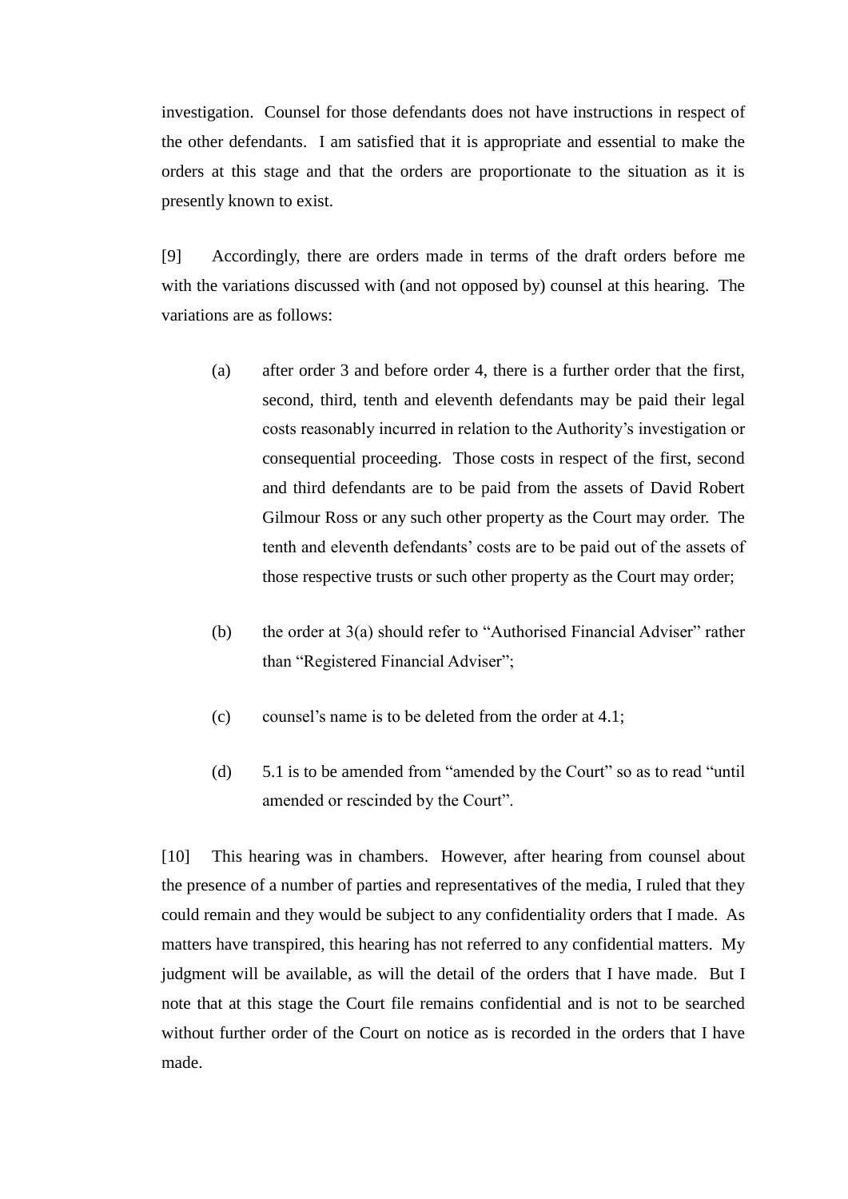investigation. Counsel for those defendants does not have instructions in respect of the other defendants. I am satisfied that it is appropriate and essential to make the orders at this stage and that the orders are proportionate to the situation as it is presently known to exist.

[9] Accordingly, there are orders made in terms of the draft orders before me with the variations discussed with (and not opposed by) counsel at this hearing. The variations are as follows:

(a) after order 3 and before order 4, there is a further order that the first, second, third, tenth and eleventh defendants may be paid their legal costs reasonably incurred in relation to the Authority's investigation or consequential proceeding. Those costs in respect of the first, second and third defendants are to be paid from the assets of David Robert Gilmour Ross or any such other property as the Court may order. The tenth and eleventh defendants' costs are to be paid out of the assets of those respective trusts or such other property as the Court may order;

(b) the order at 3(a) should refer to "Authorised Financial Adviser" rather than "Registered Financial Adviser";

(c) counsel's name is to be deleted from the order at 4.1;

(d) 5.1 is to be amended from "amended by the Court" so as to read "until amended or rescinded by the Court".

[10] This hearing was in chambers. However, after hearing from counsel about the presence of a number of parties and representatives of the media, I ruled that they could remain and they would be subject to any confidentiality orders that I made. As matters have transpired, this hearing has not referred to any confidential matters. My judgment will be available, as will the detail of the orders that I have made. But I note that at this stage the Court file remains confidential and is not to be searched without further order of the Court on notice as is recorded in the orders that I have made.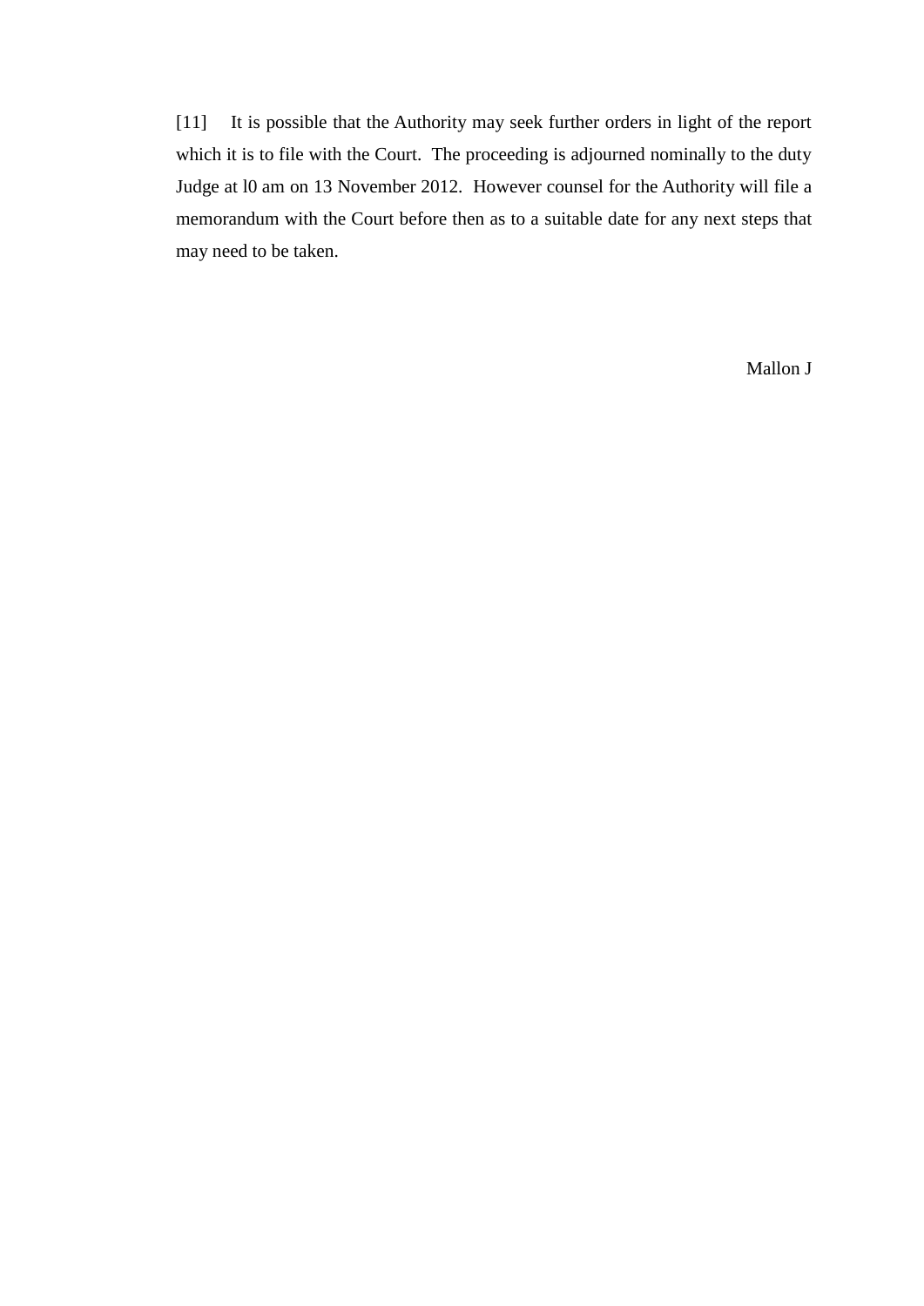[11] It is possible that the Authority may seek further orders in light of the report which it is to file with the Court. The proceeding is adjourned nominally to the duty Judge at l0 am on 13 November 2012. However counsel for the Authority will file a memorandum with the Court before then as to a suitable date for any next steps that may need to be taken.

Mallon J